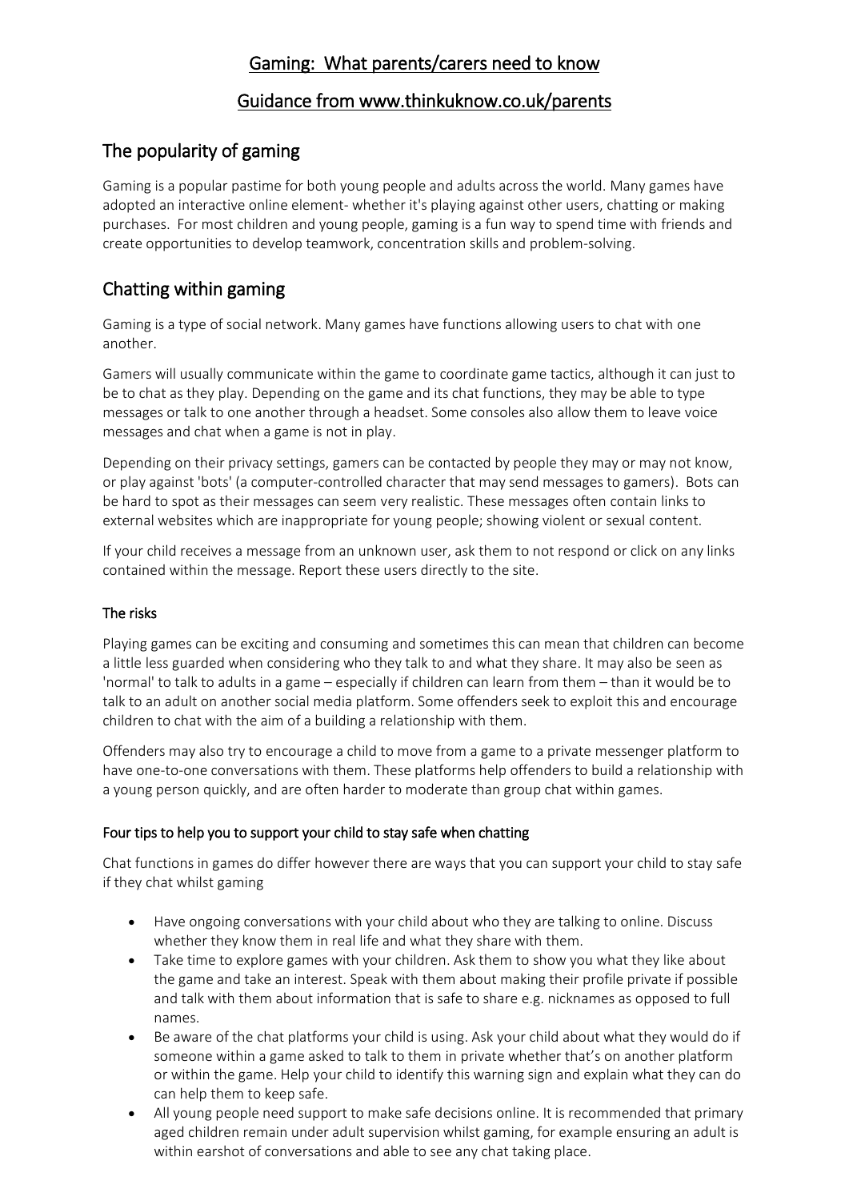# Gaming: What parents/carers need to know

# Guidance from www.thinkuknow.co.uk/parents

## The popularity of gaming

Gaming is a popular pastime for both young people and adults across the world. Many games have adopted an interactive online element- whether it's playing against other users, chatting or making purchases. For most children and young people, gaming is a fun way to spend time with friends and create opportunities to develop teamwork, concentration skills and problem-solving.

## Chatting within gaming

Gaming is a type of social network. Many games have functions allowing users to chat with one another.

Gamers will usually communicate within the game to coordinate game tactics, although it can just to be to chat as they play. Depending on the game and its chat functions, they may be able to type messages or talk to one another through a headset. Some consoles also allow them to leave voice messages and chat when a game is not in play.

Depending on their privacy settings, gamers can be contacted by people they may or may not know, or play against 'bots' (a computer-controlled character that may send messages to gamers). Bots can be hard to spot as their messages can seem very realistic. These messages often contain links to external websites which are inappropriate for young people; showing violent or sexual content.

If your child receives a message from an unknown user, ask them to not respond or click on any links contained within the message. Report these users directly to the site.

### The risks

Playing games can be exciting and consuming and sometimes this can mean that children can become a little less guarded when considering who they talk to and what they share. It may also be seen as 'normal' to talk to adults in a game – especially if children can learn from them – than it would be to talk to an adult on another social media platform. Some offenders seek to exploit this and encourage children to chat with the aim of a building a relationship with them.

Offenders may also try to encourage a child to move from a game to a private messenger platform to have one-to-one conversations with them. These platforms help offenders to build a relationship with a young person quickly, and are often harder to moderate than group chat within games.

### Four tips to help you to support your child to stay safe when chatting

Chat functions in games do differ however there are ways that you can support your child to stay safe if they chat whilst gaming

- Have ongoing conversations with your child about who they are talking to online. Discuss whether they know them in real life and what they share with them.
- Take time to explore games with your children. Ask them to show you what they like about the game and take an interest. Speak with them about making their profile private if possible and talk with them about information that is safe to share e.g. nicknames as opposed to full names.
- Be aware of the chat platforms your child is using. Ask your child about what they would do if someone within a game asked to talk to them in private whether that's on another platform or within the game. Help your child to identify this warning sign and explain what they can do can help them to keep safe.
- All young people need support to make safe decisions online. It is recommended that primary aged children remain under adult supervision whilst gaming, for example ensuring an adult is within earshot of conversations and able to see any chat taking place.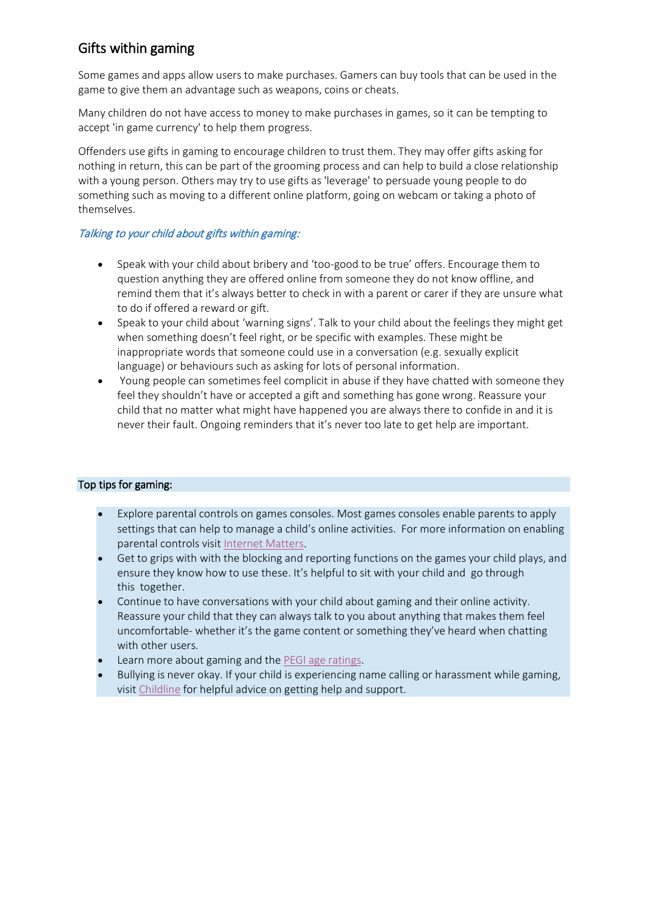## Gifts within gaming

Some games and apps allow users to make purchases. Gamers can buy tools that can be used in the game to give them an advantage such as weapons, coins or cheats.

Many children do not have access to money to make purchases in games, so it can be tempting to accept 'in game currency' to help them progress.

Offenders use gifts in gaming to encourage children to trust them. They may offer gifts asking for nothing in return, this can be part of the grooming process and can help to build a close relationship with a young person. Others may try to use gifts as 'leverage' to persuade young people to do something such as moving to a different online platform, going on webcam or taking a photo of themselves.

*Talking to your child about gifts within gaming:*

- Speak with your child about bribery and 'too-good to be true' offers. Encourage them to question anything they are offered online from someone they do not know offline, and remind them that it's always better to check in with a parent or carer if they are unsure what to do if offered a reward or gift.
- Speak to your child about 'warning signs'. Talk to your child about the feelings they might get when something doesn't feel right, or be specific with examples. These might be inappropriate words that someone could use in a conversation (e.g. sexually explicit language) or behaviours such as asking for lots of personal information.
- Young people can sometimes feel complicit in abuse if they have chatted with someone they feel they shouldn't have or accepted a gift and something has gone wrong. Reassure your child that no matter what might have happened you are always there to confide in and it is never their fault. Ongoing reminders that it's never too late to get help are important.

**Top tips for gaming:**

- Explore parental controls on games consoles. Most games consoles enable parents to apply settings that can help to manage a child's online activities. For more information on enabling parental controls visit Internet Matters.
- Get to grips with with the blocking and reporting functions on the games your child plays, and ensure they know how to use these. It's helpful to sit with your child and go through this together.
- Continue to have conversations with your child about gaming and their online activity. Reassure your child that they can always talk to you about anything that makes them feel uncomfortable- whether it's the game content or something they've heard when chatting with other users.
- Learn more about gaming and the PEGI age ratings.
- Bullying is never okay. If your child is experiencing name calling or harassment while gaming, visit Childline for helpful advice on getting help and support.